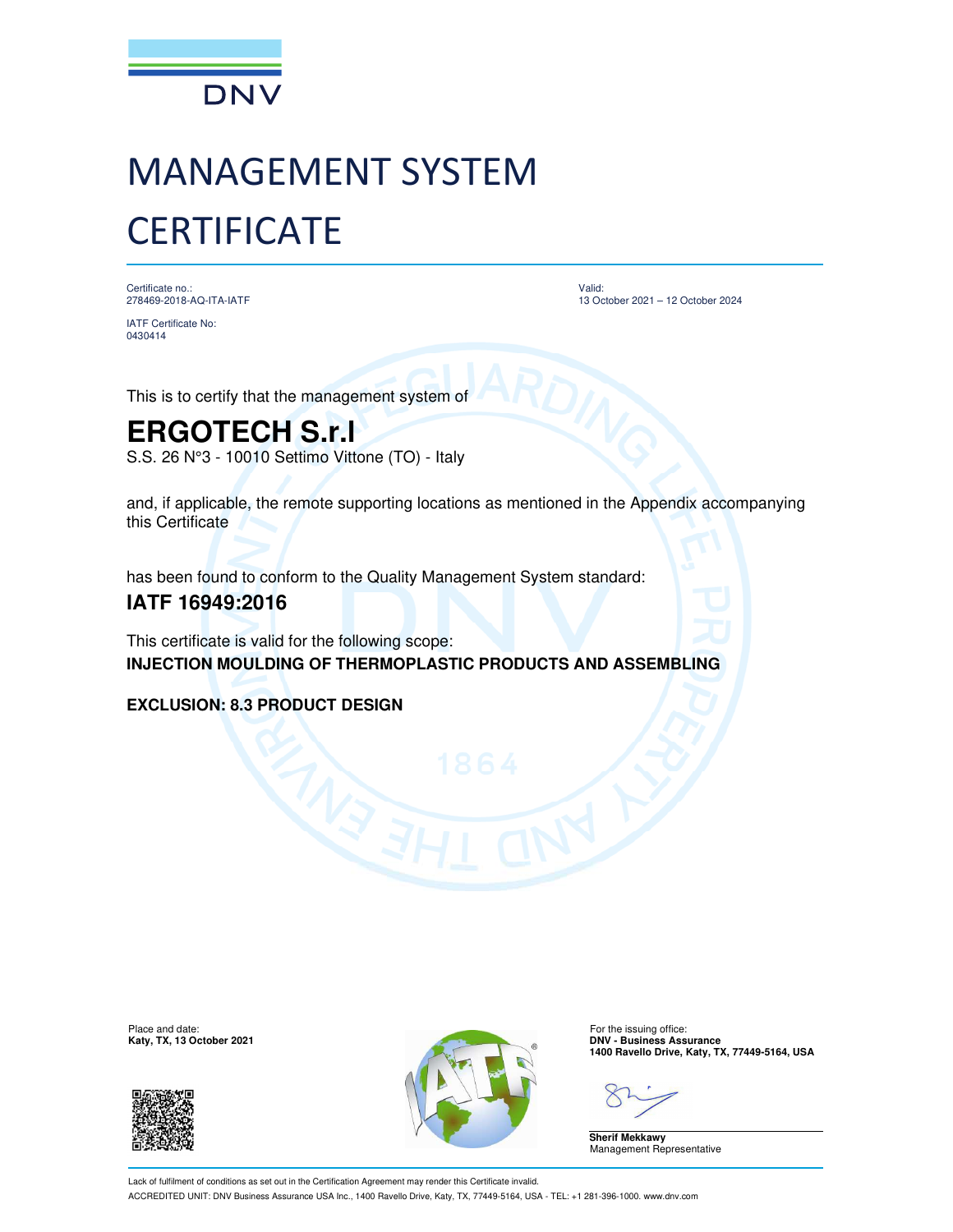DNV

# MANAGEMENT SYSTEM CERTIFICATE

Certificate no.:
278469-2018-AQ-ITA-IATF

IATF Certificate No:
0430414

Valid:
13 October 2021 – 12 October 2024

This is to certify that the management system of

## ERGOTECH S.r.l

S.S. 26 N°3 - 10010 Settimo Vittone (TO) - Italy

and, if applicable, the remote supporting locations as mentioned in the Appendix accompanying this Certificate

has been found to conform to the Quality Management System standard:

**IATF 16949:2016**

This certificate is valid for the following scope:
**INJECTION MOULDING OF THERMOPLASTIC PRODUCTS AND ASSEMBLING**

**EXCLUSION: 8.3 PRODUCT DESIGN**

Place and date:
**Katy, TX, 13 October 2021**

For the issuing office:
**DNV - Business Assurance**
**1400 Ravello Drive, Katy, TX, 77449-5164, USA**

**Sherif Mekkawy**
Management Representative

Lack of fulfilment of conditions as set out in the Certification Agreement may render this Certificate invalid.
ACCREDITED UNIT: DNV Business Assurance USA Inc., 1400 Ravello Drive, Katy, TX, 77449-5164, USA - TEL: +1 281-396-1000. www.dnv.com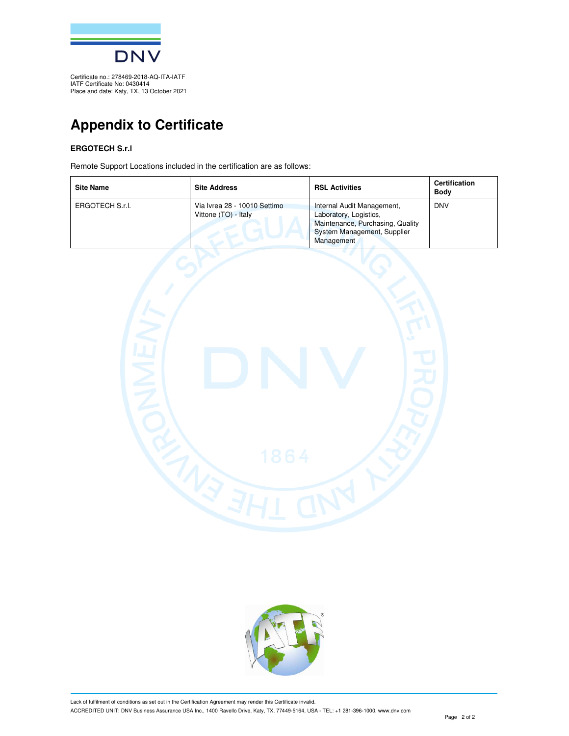Certificate no.: 278469-2018-AQ-ITA-IATF
IATF Certificate No: 0430414
Place and date: Katy, TX, 13 October 2021

# Appendix to Certificate

**ERGOTECH S.r.l**

Remote Support Locations included in the certification are as follows:

| Site Name | Site Address | RSL Activities | Certification Body |
|---|---|---|---|
| ERGOTECH S.r.l. | Via Ivrea 28 - 10010 Settimo Vittone (TO) - Italy | Internal Audit Management, Laboratory, Logistics, Maintenance, Purchasing, Quality System Management, Supplier Management | DNV |

Lack of fulfilment of conditions as set out in the Certification Agreement may render this Certificate invalid.

ACCREDITED UNIT: DNV Business Assurance USA Inc., 1400 Ravello Drive, Katy, TX, 77449-5164, USA - TEL: +1 281-396-1000. www.dnv.com